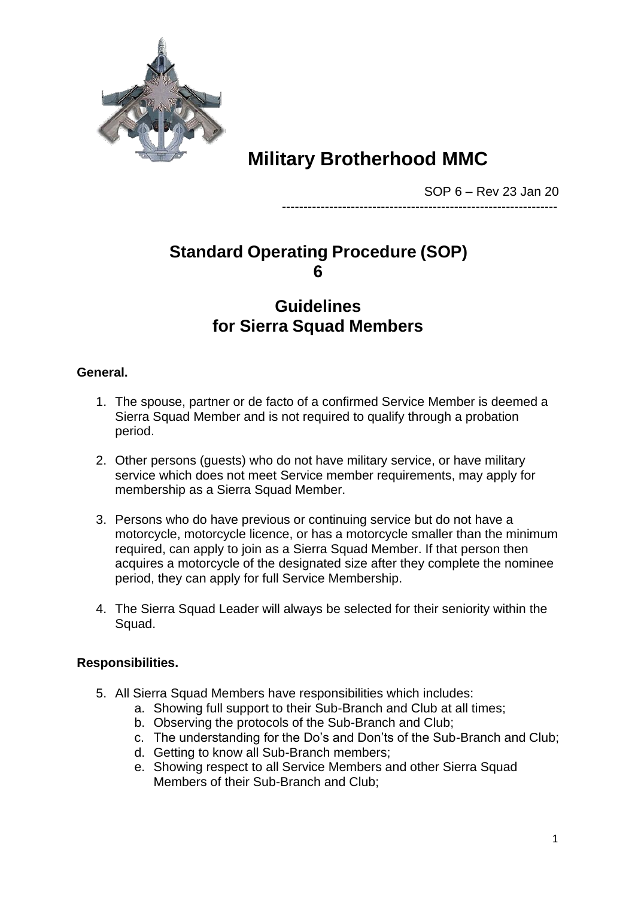# Military Brotherhood MMC

SOP 6 – Rev 23 Jan 20

----------------------------------------------------------------

## Standard Operating Procedure (SOP) 6

## Guidelines for Sierra Squad Members

**General.**

1. The spouse, partner or de facto of a confirmed Service Member is deemed a Sierra Squad Member and is not required to qualify through a probation period.

2. Other persons (guests) who do not have military service, or have military service which does not meet Service member requirements, may apply for membership as a Sierra Squad Member.

3. Persons who do have previous or continuing service but do not have a motorcycle, motorcycle licence, or has a motorcycle smaller than the minimum required, can apply to join as a Sierra Squad Member. If that person then acquires a motorcycle of the designated size after they complete the nominee period, they can apply for full Service Membership.

4. The Sierra Squad Leader will always be selected for their seniority within the Squad.

**Responsibilities.**

5. All Sierra Squad Members have responsibilities which includes:
   a. Showing full support to their Sub-Branch and Club at all times;
   b. Observing the protocols of the Sub-Branch and Club;
   c. The understanding for the Do's and Don'ts of the Sub-Branch and Club;
   d. Getting to know all Sub-Branch members;
   e. Showing respect to all Service Members and other Sierra Squad Members of their Sub-Branch and Club;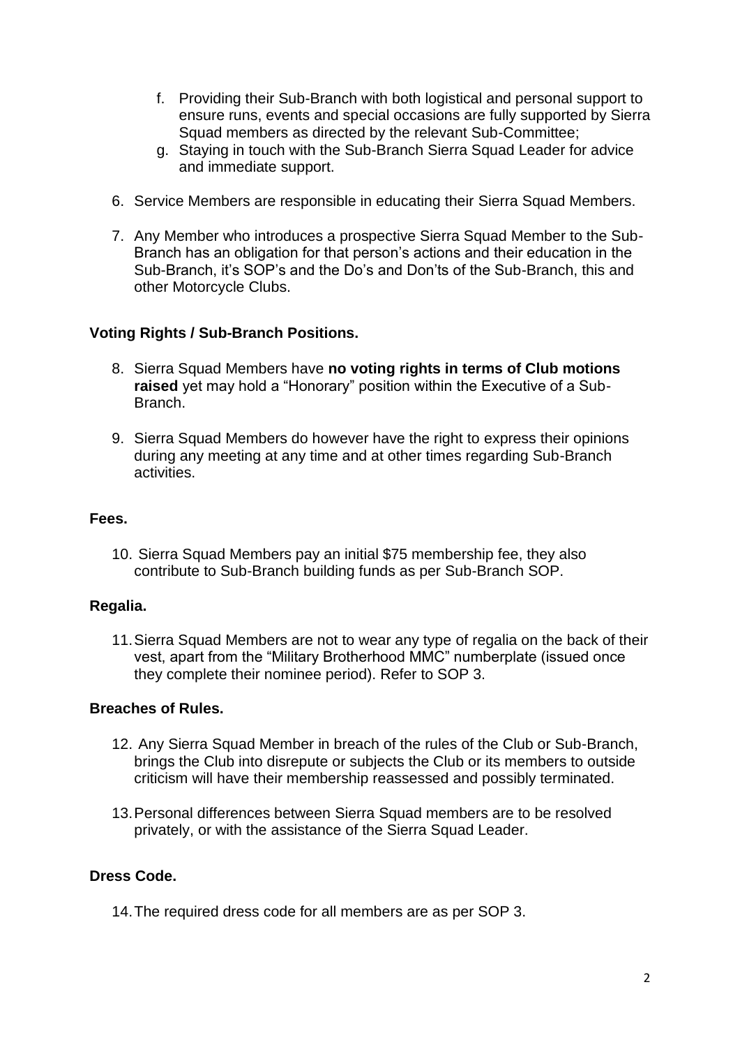f. Providing their Sub-Branch with both logistical and personal support to ensure runs, events and special occasions are fully supported by Sierra Squad members as directed by the relevant Sub-Committee;
g. Staying in touch with the Sub-Branch Sierra Squad Leader for advice and immediate support.

6. Service Members are responsible in educating their Sierra Squad Members.

7. Any Member who introduces a prospective Sierra Squad Member to the Sub-Branch has an obligation for that person's actions and their education in the Sub-Branch, it's SOP's and the Do's and Don'ts of the Sub-Branch, this and other Motorcycle Clubs.

**Voting Rights / Sub-Branch Positions.**

8. Sierra Squad Members have **no voting rights in terms of Club motions raised** yet may hold a "Honorary" position within the Executive of a Sub-Branch.

9. Sierra Squad Members do however have the right to express their opinions during any meeting at any time and at other times regarding Sub-Branch activities.

**Fees.**

10. Sierra Squad Members pay an initial $75 membership fee, they also contribute to Sub-Branch building funds as per Sub-Branch SOP.

**Regalia.**

11. Sierra Squad Members are not to wear any type of regalia on the back of their vest, apart from the "Military Brotherhood MMC" numberplate (issued once they complete their nominee period). Refer to SOP 3.

**Breaches of Rules.**

12. Any Sierra Squad Member in breach of the rules of the Club or Sub-Branch, brings the Club into disrepute or subjects the Club or its members to outside criticism will have their membership reassessed and possibly terminated.

13. Personal differences between Sierra Squad members are to be resolved privately, or with the assistance of the Sierra Squad Leader.

**Dress Code.**

14. The required dress code for all members are as per SOP 3.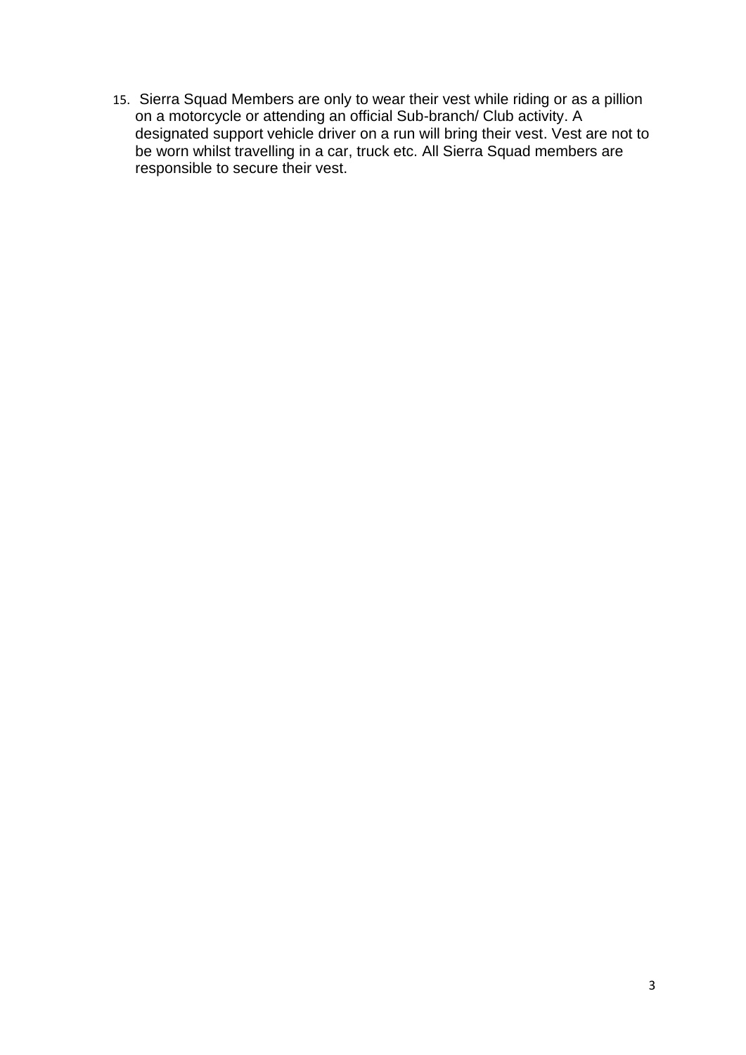15. Sierra Squad Members are only to wear their vest while riding or as a pillion on a motorcycle or attending an official Sub-branch/ Club activity. A designated support vehicle driver on a run will bring their vest. Vest are not to be worn whilst travelling in a car, truck etc. All Sierra Squad members are responsible to secure their vest.